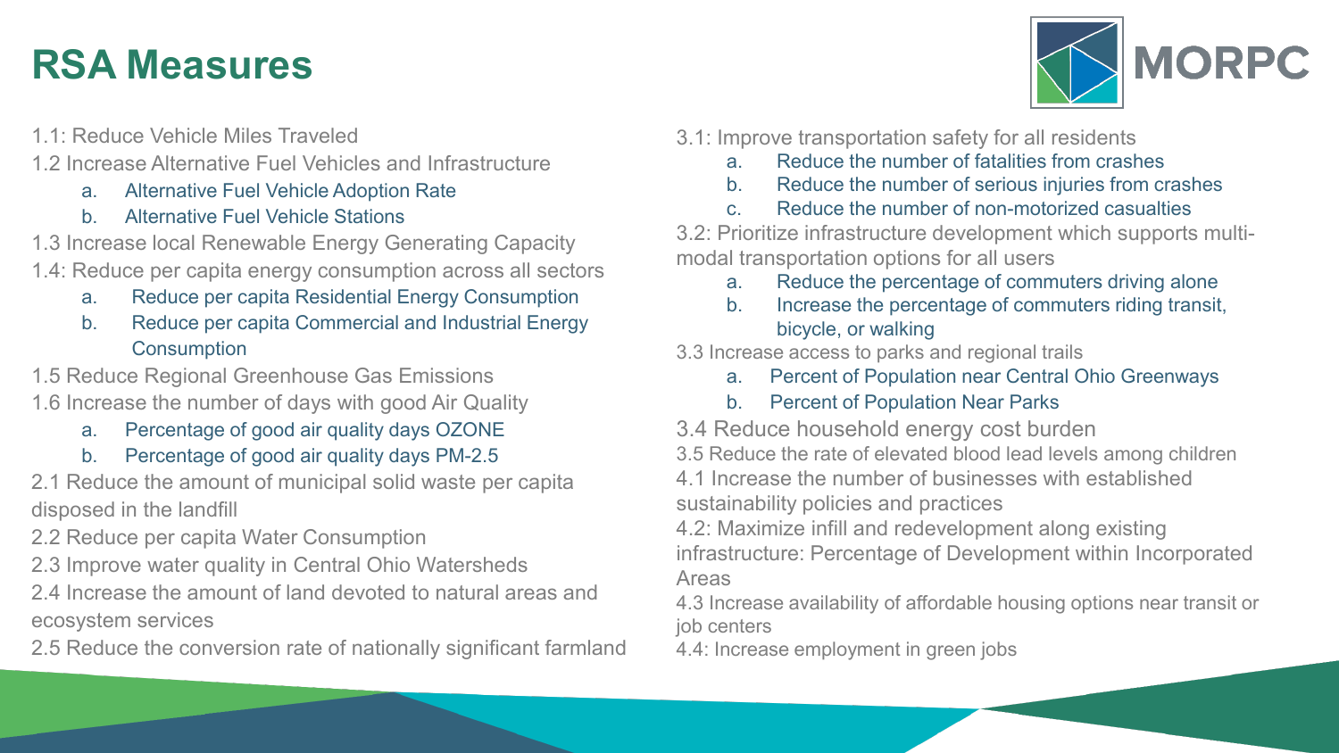# RSA Measures

MORPC

1.1: Reduce Vehicle Miles Traveled

1.2 Increase Alternative Fuel Vehicles and Infrastructure

a. Alternative Fuel Vehicle Adoption Rate
b. Alternative Fuel Vehicle Stations

1.3 Increase local Renewable Energy Generating Capacity

1.4: Reduce per capita energy consumption across all sectors

a. Reduce per capita Residential Energy Consumption
b. Reduce per capita Commercial and Industrial Energy Consumption

1.5 Reduce Regional Greenhouse Gas Emissions

1.6 Increase the number of days with good Air Quality

a. Percentage of good air quality days OZONE
b. Percentage of good air quality days PM-2.5

2.1 Reduce the amount of municipal solid waste per capita disposed in the landfill

2.2 Reduce per capita Water Consumption

2.3 Improve water quality in Central Ohio Watersheds

2.4 Increase the amount of land devoted to natural areas and ecosystem services

2.5 Reduce the conversion rate of nationally significant farmland

3.1: Improve transportation safety for all residents

a. Reduce the number of fatalities from crashes
b. Reduce the number of serious injuries from crashes
c. Reduce the number of non-motorized casualties

3.2: Prioritize infrastructure development which supports multi-modal transportation options for all users

a. Reduce the percentage of commuters driving alone
b. Increase the percentage of commuters riding transit, bicycle, or walking

3.3 Increase access to parks and regional trails

a. Percent of Population near Central Ohio Greenways
b. Percent of Population Near Parks

3.4 Reduce household energy cost burden

3.5 Reduce the rate of elevated blood lead levels among children

4.1 Increase the number of businesses with established sustainability policies and practices

4.2: Maximize infill and redevelopment along existing infrastructure: Percentage of Development within Incorporated Areas

4.3 Increase availability of affordable housing options near transit or job centers

4.4: Increase employment in green jobs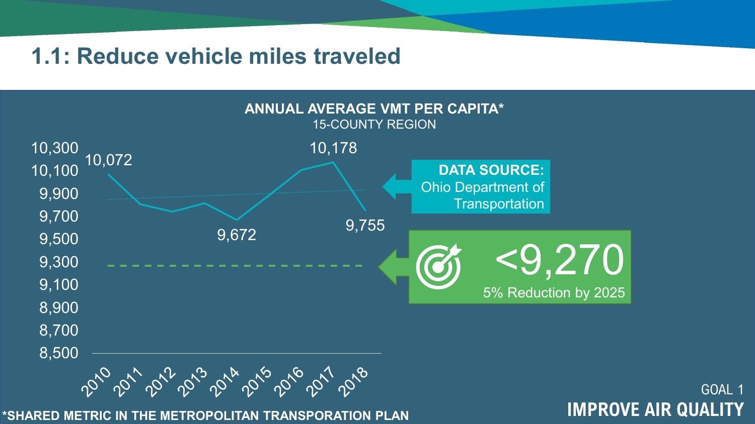# 1.1: Reduce vehicle miles traveled

**ANNUAL AVERAGE VMT PER CAPITA***
15-COUNTY REGION

| Year | VMT per capita |
| --- | --- |
| 2010 | 10,072 |
| 2014 | 9,672 |
| 2017 | 10,178 |
| 2018 | 9,755 |

**DATA SOURCE:** Ohio Department of Transportation

**<9,270**
5% Reduction by 2025

*SHARED METRIC IN THE METROPOLITAN TRANSPORATION PLAN

GOAL 1
**IMPROVE AIR QUALITY**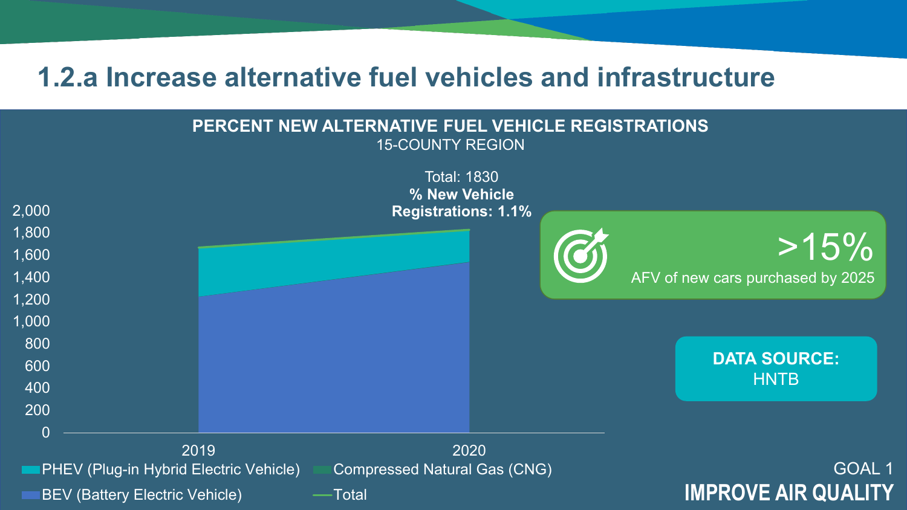# 1.2.a Increase alternative fuel vehicles and infrastructure

**PERCENT NEW ALTERNATIVE FUEL VEHICLE REGISTRATIONS**

15-COUNTY REGION

Total: 1830
**% New Vehicle Registrations: 1.1%**

2,000
1,800
1,600
1,400
1,200
1,000
800
600
400
200
0

2019
2020

PHEV (Plug-in Hybrid Electric Vehicle)
Compressed Natural Gas (CNG)
BEV (Battery Electric Vehicle)
Total

>15%

AFV of new cars purchased by 2025

**DATA SOURCE:**
HNTB

GOAL 1
**IMPROVE AIR QUALITY**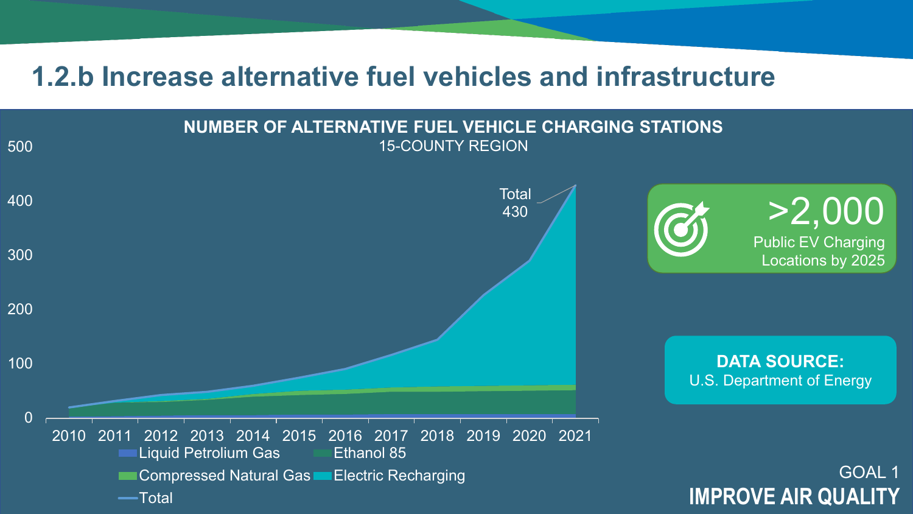# 1.2.b Increase alternative fuel vehicles and infrastructure

**NUMBER OF ALTERNATIVE FUEL VEHICLE CHARGING STATIONS**

15-COUNTY REGION

Total 430

Liquid Petrolium Gas | Ethanol 85 | Compressed Natural Gas | Electric Recharging | Total

**>2,000**
Public EV Charging Locations by 2025

**DATA SOURCE:**
U.S. Department of Energy

GOAL 1
**IMPROVE AIR QUALITY**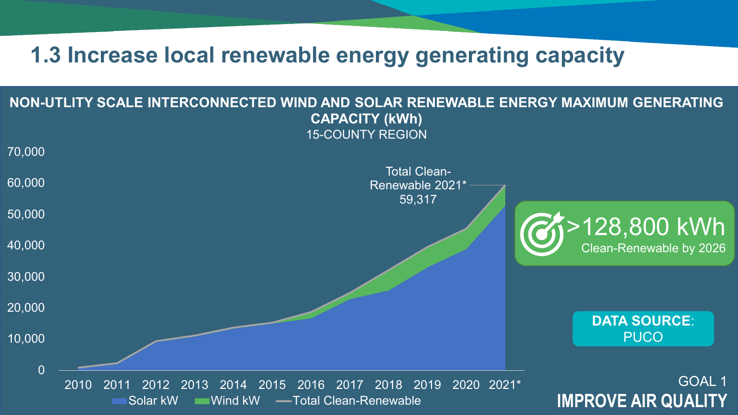# 1.3 Increase local renewable energy generating capacity

**NON-UTLITY SCALE INTERCONNECTED WIND AND SOLAR RENEWABLE ENERGY MAXIMUM GENERATING CAPACITY (kWh)**

15-COUNTY REGION

70,000
60,000
50,000
40,000
30,000
20,000
10,000
0

Total Clean-Renewable 2021* 59,317

2010 2011 2012 2013 2014 2015 2016 2017 2018 2019 2020 2021*

Solar kW Wind kW Total Clean-Renewable

**>128,800 kWh**
Clean-Renewable by 2026

**DATA SOURCE:** PUCO

GOAL 1
**IMPROVE AIR QUALITY**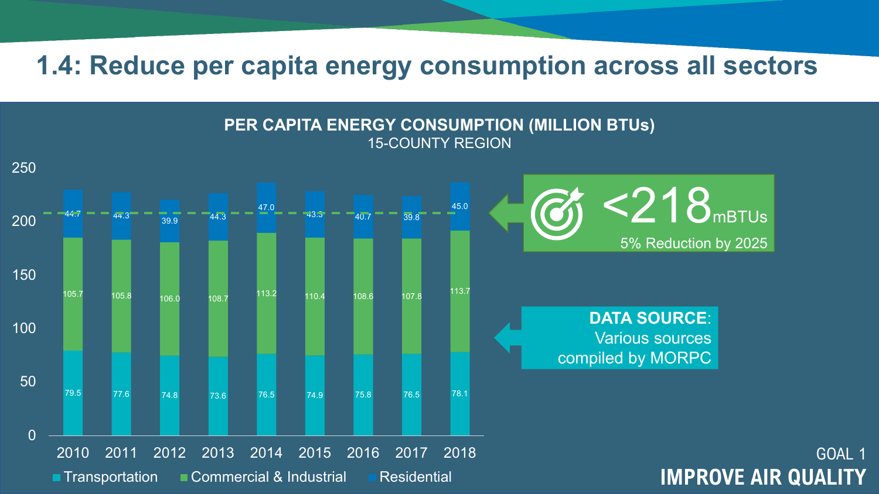# 1.4: Reduce per capita energy consumption across all sectors

**PER CAPITA ENERGY CONSUMPTION (MILLION BTUs)**
15-COUNTY REGION

| Year | Transportation | Commercial & Industrial | Residential |
|---|---|---|---|
| 2010 | 79.5 | 105.7 | 44.7 |
| 2011 | 77.6 | 105.8 | 44.3 |
| 2012 | 74.8 | 106.0 | 39.9 |
| 2013 | 73.6 | 108.7 | 44.3 |
| 2014 | 76.5 | 113.2 | 47.0 |
| 2015 | 74.9 | 110.4 | 43.3 |
| 2016 | 75.8 | 108.6 | 40.7 |
| 2017 | 76.5 | 107.8 | 39.8 |
| 2018 | 78.1 | 113.7 | 45.0 |

<218 mBTUs
5% Reduction by 2025

**DATA SOURCE**: Various sources compiled by MORPC

GOAL 1
**IMPROVE AIR QUALITY**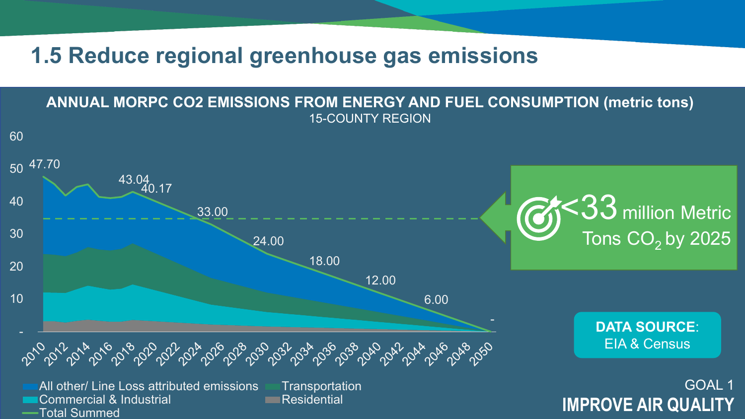# 1.5 Reduce regional greenhouse gas emissions

**ANNUAL MORPC CO2 EMISSIONS FROM ENERGY AND FUEL CONSUMPTION (metric tons)**

15-COUNTY REGION

| Year | Total Summed |
|---|---|
| 2010 | 47.70 |
| 2018 | 43.04 |
| 2020 | 40.17 |
| 2025 | 33.00 |
| 2030 | 24.00 |
| 2035 | 18.00 |
| 2040 | 12.00 |
| 2045 | 6.00 |
| 2050 | - |

Legend: All other/ Line Loss attributed emissions; Transportation; Commercial & Industrial; Residential; Total Summed

<33 million Metric Tons $CO_2$ by 2025

**DATA SOURCE**: EIA & Census

GOAL 1

**IMPROVE AIR QUALITY**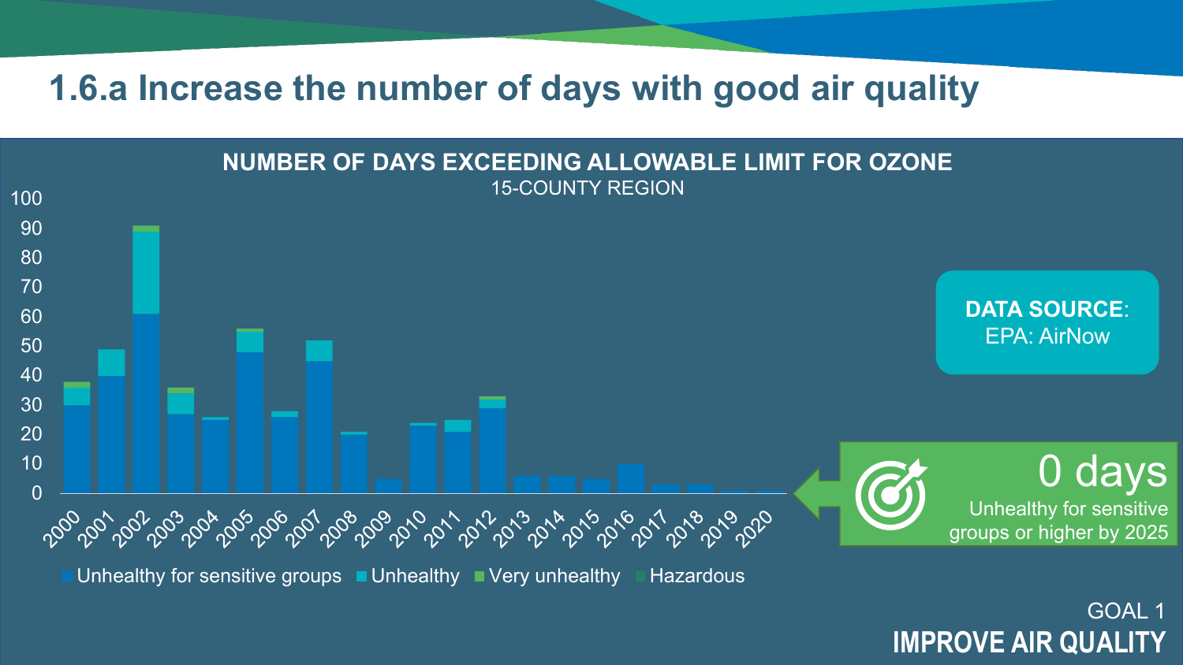# 1.6.a Increase the number of days with good air quality

**NUMBER OF DAYS EXCEEDING ALLOWABLE LIMIT FOR OZONE**

15-COUNTY REGION

Legend: Unhealthy for sensitive groups, Unhealthy, Very unhealthy, Hazardous

Years: 2000, 2001, 2002, 2003, 2004, 2005, 2006, 2007, 2008, 2009, 2010, 2011, 2012, 2013, 2014, 2015, 2016, 2017, 2018, 2019, 2020

**DATA SOURCE**: EPA: AirNow

0 days

Unhealthy for sensitive groups or higher by 2025

GOAL 1

**IMPROVE AIR QUALITY**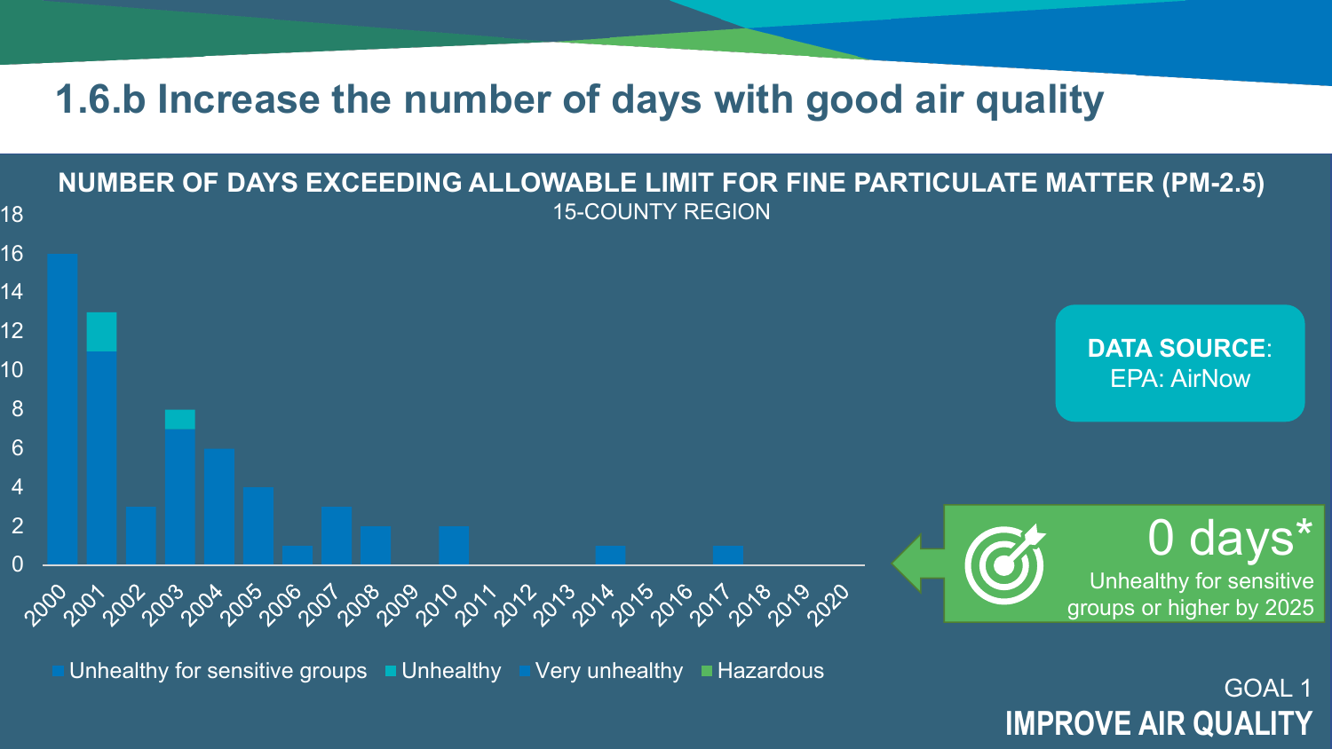# 1.6.b Increase the number of days with good air quality

## NUMBER OF DAYS EXCEEDING ALLOWABLE LIMIT FOR FINE PARTICULATE MATTER (PM-2.5)

15-COUNTY REGION

| Year | Unhealthy for sensitive groups | Unhealthy | Very unhealthy | Hazardous |
|---|---|---|---|---|
| 2000 | 16 | | | |
| 2001 | 11 | 2 | | |
| 2002 | 3 | | | |
| 2003 | 7 | 1 | | |
| 2004 | 6 | | | |
| 2005 | 4 | | | |
| 2006 | 1 | | | |
| 2007 | 3 | | | |
| 2008 | 2 | | | |
| 2009 | 0 | | | |
| 2010 | 2 | | | |
| 2011 | 0 | | | |
| 2012 | 0 | | | |
| 2013 | 0 | | | |
| 2014 | 1 | | | |
| 2015 | 0 | | | |
| 2016 | 0 | | | |
| 2017 | 1 | | | |
| 2018 | 0 | | | |
| 2019 | 0 | | | |
| 2020 | 0 | | | |

**DATA SOURCE**: EPA: AirNow

0 days*
Unhealthy for sensitive groups or higher by 2025

GOAL 1
**IMPROVE AIR QUALITY**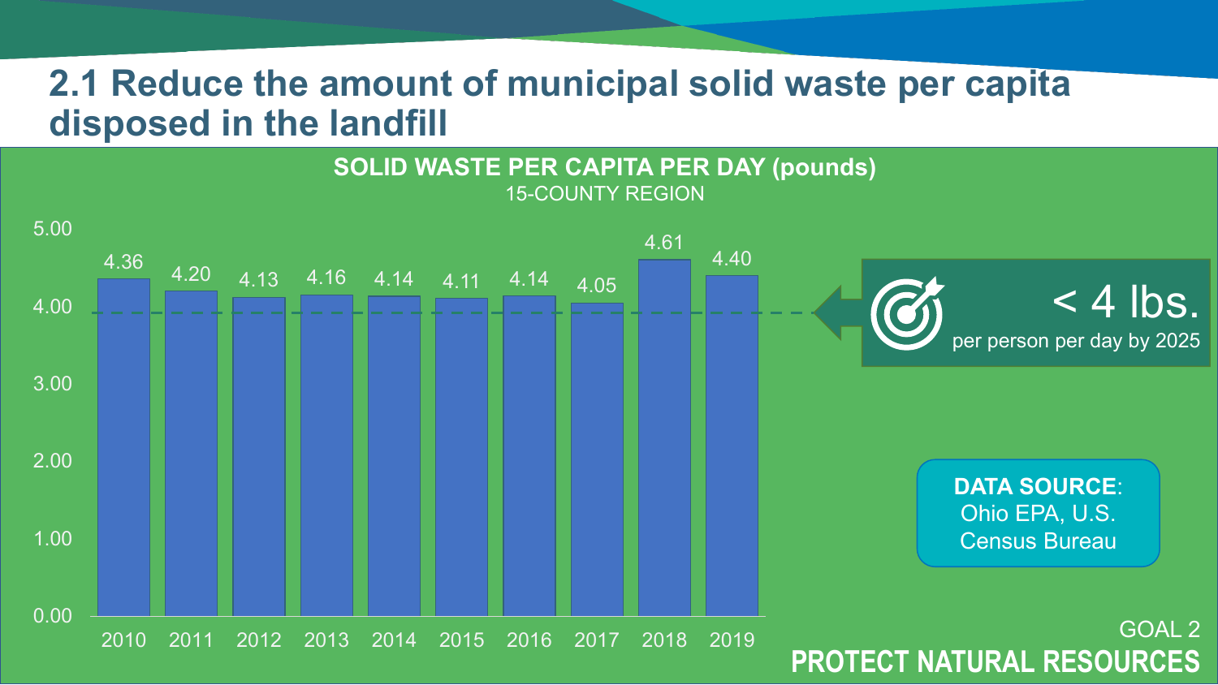# 2.1 Reduce the amount of municipal solid waste per capita disposed in the landfill

**SOLID WASTE PER CAPITA PER DAY (pounds)**

15-COUNTY REGION

| Year | Pounds |
|---|---|
| 2010 | 4.36 |
| 2011 | 4.20 |
| 2012 | 4.13 |
| 2013 | 4.16 |
| 2014 | 4.14 |
| 2015 | 4.11 |
| 2016 | 4.14 |
| 2017 | 4.05 |
| 2018 | 4.61 |
| 2019 | 4.40 |

< 4 lbs. per person per day by 2025

**DATA SOURCE**: Ohio EPA, U.S. Census Bureau

GOAL 2

**PROTECT NATURAL RESOURCES**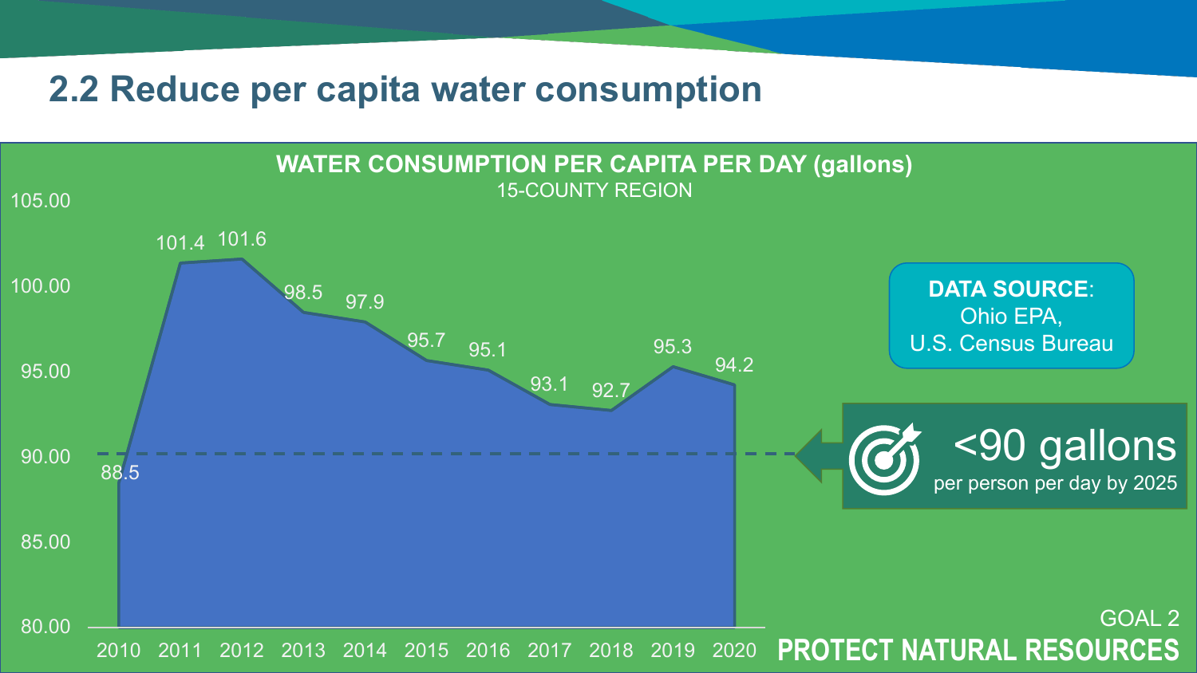## 2.2 Reduce per capita water consumption

**WATER CONSUMPTION PER CAPITA PER DAY (gallons)**
15-COUNTY REGION

| Year | Gallons |
|---|---|
| 2010 | 88.5 |
| 2011 | 101.4 |
| 2012 | 101.6 |
| 2013 | 98.5 |
| 2014 | 97.9 |
| 2015 | 95.7 |
| 2016 | 95.1 |
| 2017 | 93.1 |
| 2018 | 92.7 |
| 2019 | 95.3 |
| 2020 | 94.2 |

**DATA SOURCE**: Ohio EPA, U.S. Census Bureau

<90 gallons per person per day by 2025

GOAL 2
**PROTECT NATURAL RESOURCES**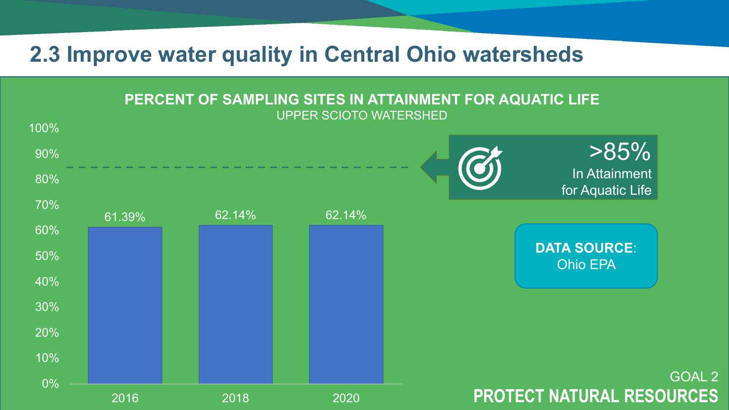# 2.3 Improve water quality in Central Ohio watersheds

**PERCENT OF SAMPLING SITES IN ATTAINMENT FOR AQUATIC LIFE**

UPPER SCIOTO WATERSHED

| Year | Percent |
| --- | --- |
| 2016 | 61.39% |
| 2018 | 62.14% |
| 2020 | 62.14% |

**>85%** In Attainment for Aquatic Life

**DATA SOURCE**: Ohio EPA

GOAL 2

**PROTECT NATURAL RESOURCES**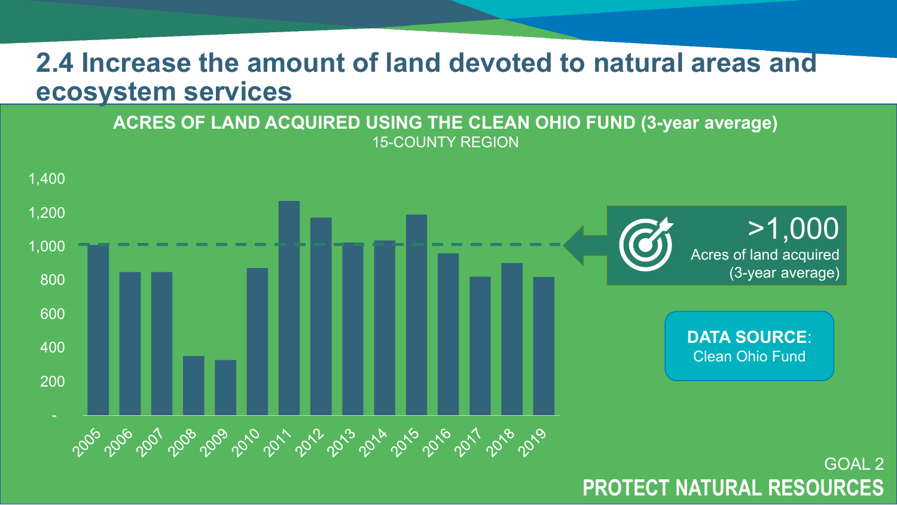# 2.4 Increase the amount of land devoted to natural areas and ecosystem services

**ACRES OF LAND ACQUIRED USING THE CLEAN OHIO FUND (3-year average)**

15-COUNTY REGION

| Year | Acres (approx.) |
|---|---|
| 2005 | 1,010 |
| 2006 | 850 |
| 2007 | 850 |
| 2008 | 350 |
| 2009 | 330 |
| 2010 | 870 |
| 2011 | 1,270 |
| 2012 | 1,170 |
| 2013 | 1,020 |
| 2014 | 1,040 |
| 2015 | 1,190 |
| 2016 | 960 |
| 2017 | 820 |
| 2018 | 900 |
| 2019 | 820 |

**>1,000**
Acres of land acquired
(3-year average)

**DATA SOURCE**: Clean Ohio Fund

GOAL 2
**PROTECT NATURAL RESOURCES**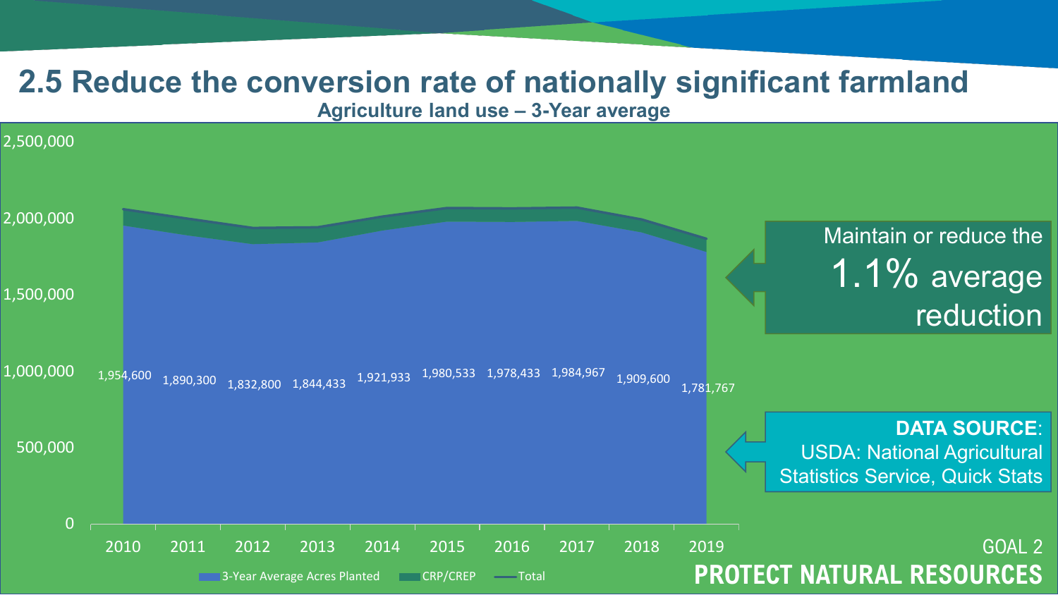# 2.5 Reduce the conversion rate of nationally significant farmland

**Agriculture land use – 3-Year average**

| Year | 3-Year Average Acres Planted |
|---|---|
| 2010 | 1,954,600 |
| 2011 | 1,890,300 |
| 2012 | 1,832,800 |
| 2013 | 1,844,433 |
| 2014 | 1,921,933 |
| 2015 | 1,980,533 |
| 2016 | 1,978,433 |
| 2017 | 1,984,967 |
| 2018 | 1,909,600 |
| 2019 | 1,781,767 |

Legend: 3-Year Average Acres Planted, CRP/CREP, Total

Maintain or reduce the 1.1% average reduction

**DATA SOURCE**: USDA: National Agricultural Statistics Service, Quick Stats

GOAL 2

**PROTECT NATURAL RESOURCES**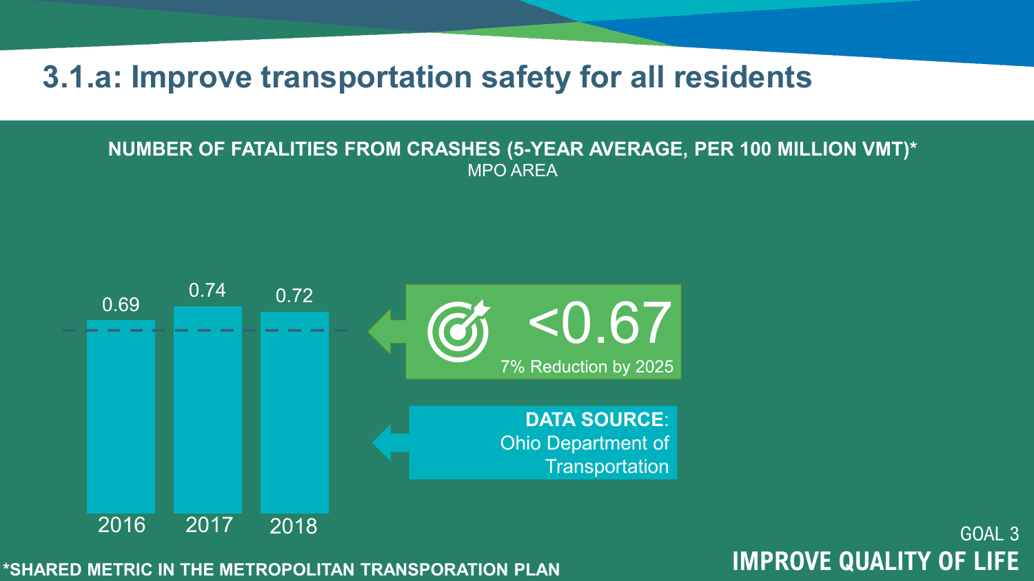# 3.1.a: Improve transportation safety for all residents

**NUMBER OF FATALITIES FROM CRASHES (5-YEAR AVERAGE, PER 100 MILLION VMT)***

MPO AREA

| Year | Value |
| --- | --- |
| 2016 | 0.69 |
| 2017 | 0.74 |
| 2018 | 0.72 |

**<0.67**

7% Reduction by 2025

**DATA SOURCE**: Ohio Department of Transportation

GOAL 3

**IMPROVE QUALITY OF LIFE**

*SHARED METRIC IN THE METROPOLITAN TRANSPORATION PLAN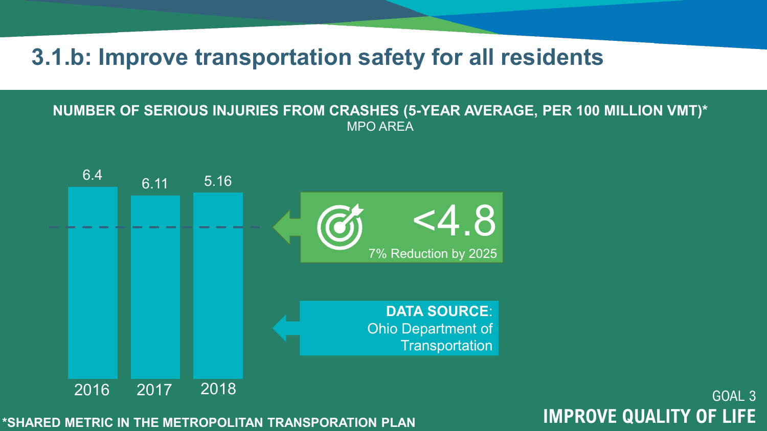# 3.1.b: Improve transportation safety for all residents

**NUMBER OF SERIOUS INJURIES FROM CRASHES (5-YEAR AVERAGE, PER 100 MILLION VMT)***

MPO AREA

| Year | Value |
|---|---|
| 2016 | 6.4 |
| 2017 | 6.11 |
| 2018 | 5.16 |

**<4.8**

7% Reduction by 2025

**DATA SOURCE**: Ohio Department of Transportation

GOAL 3

**IMPROVE QUALITY OF LIFE**

***SHARED METRIC IN THE METROPOLITAN TRANSPORATION PLAN**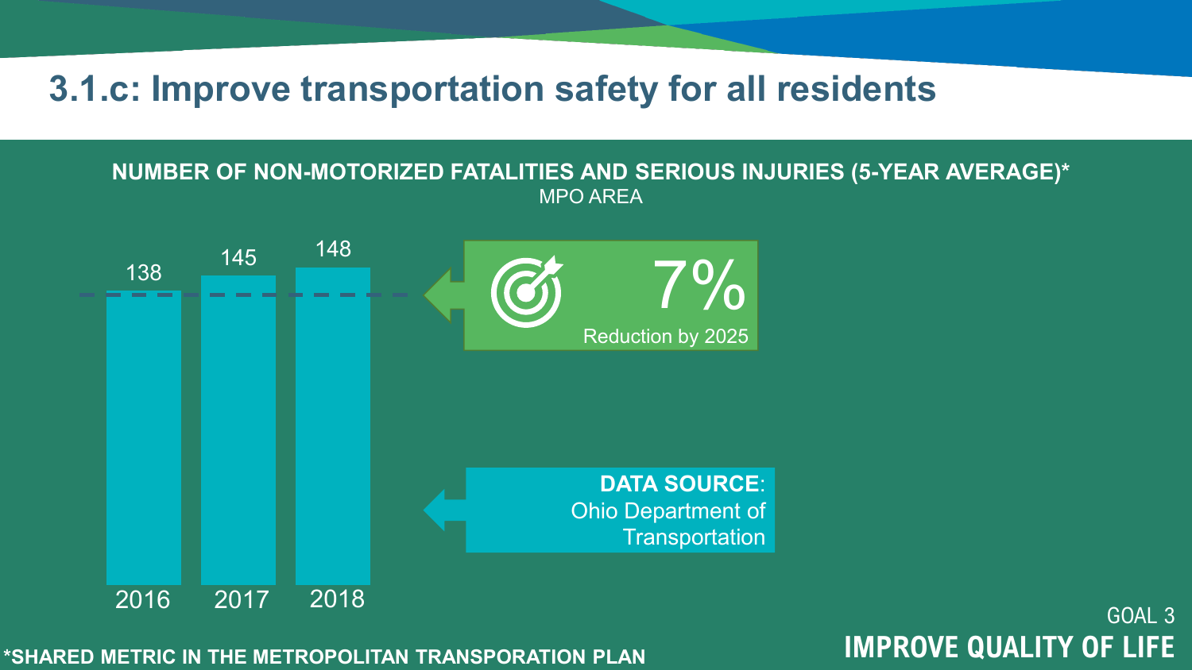# 3.1.c: Improve transportation safety for all residents

**NUMBER OF NON-MOTORIZED FATALITIES AND SERIOUS INJURIES (5-YEAR AVERAGE)***

MPO AREA

| Year | Value |
|---|---|
| 2016 | 138 |
| 2017 | 145 |
| 2018 | 148 |

**7%** Reduction by 2025

**DATA SOURCE**: Ohio Department of Transportation

GOAL 3

**IMPROVE QUALITY OF LIFE**

***SHARED METRIC IN THE METROPOLITAN TRANSPORATION PLAN**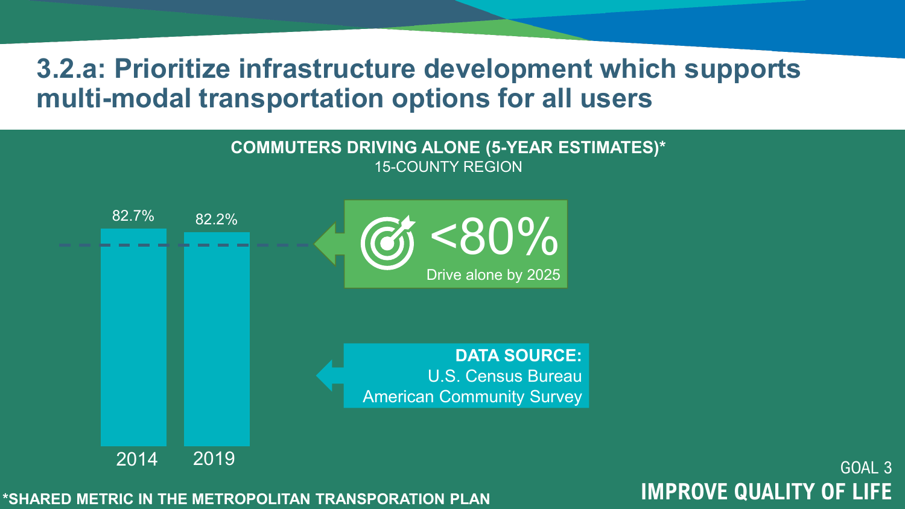# 3.2.a: Prioritize infrastructure development which supports multi-modal transportation options for all users

**COMMUTERS DRIVING ALONE (5-YEAR ESTIMATES)***

15-COUNTY REGION

| Year | Commuters Driving Alone |
|---|---|
| 2014 | 82.7% |
| 2019 | 82.2% |

**<80%**
Drive alone by 2025

**DATA SOURCE:**
U.S. Census Bureau
American Community Survey

GOAL 3
**IMPROVE QUALITY OF LIFE**

***SHARED METRIC IN THE METROPOLITAN TRANSPORATION PLAN**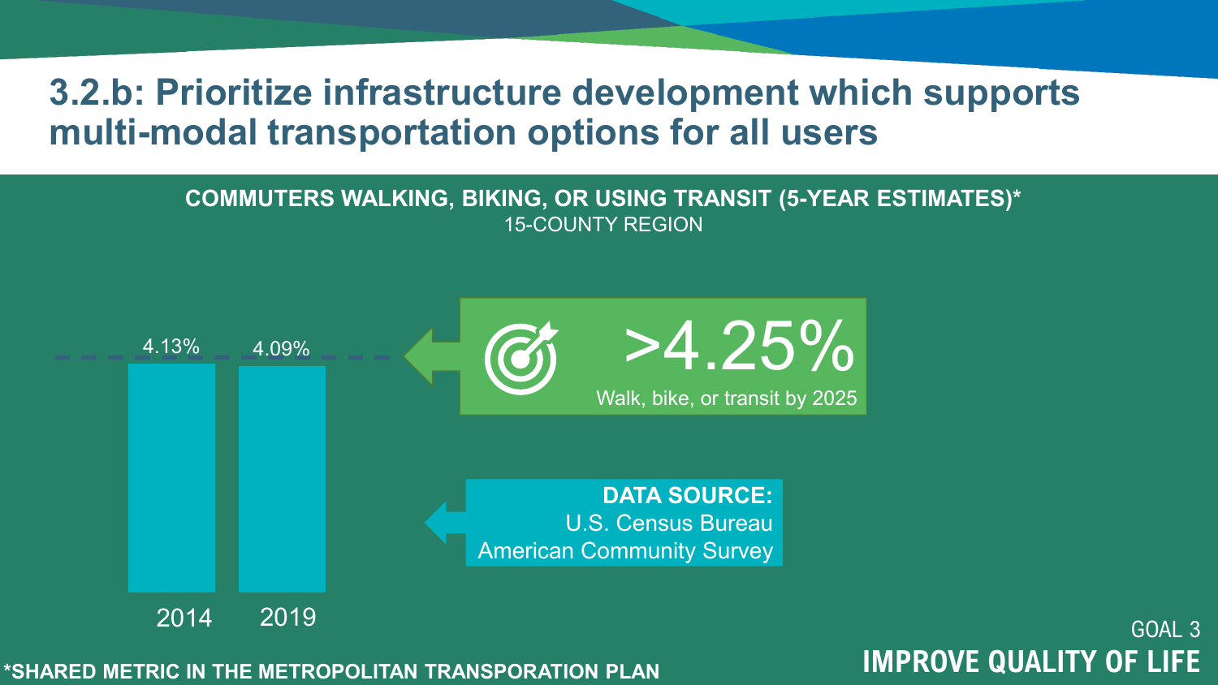# 3.2.b: Prioritize infrastructure development which supports multi-modal transportation options for all users

**COMMUTERS WALKING, BIKING, OR USING TRANSIT (5-YEAR ESTIMATES)***

15-COUNTY REGION

| Year | Percent |
| --- | --- |
| 2014 | 4.13% |
| 2019 | 4.09% |

**>4.25%**

Walk, bike, or transit by 2025

**DATA SOURCE:**
U.S. Census Bureau
American Community Survey

GOAL 3
**IMPROVE QUALITY OF LIFE**

***SHARED METRIC IN THE METROPOLITAN TRANSPORATION PLAN**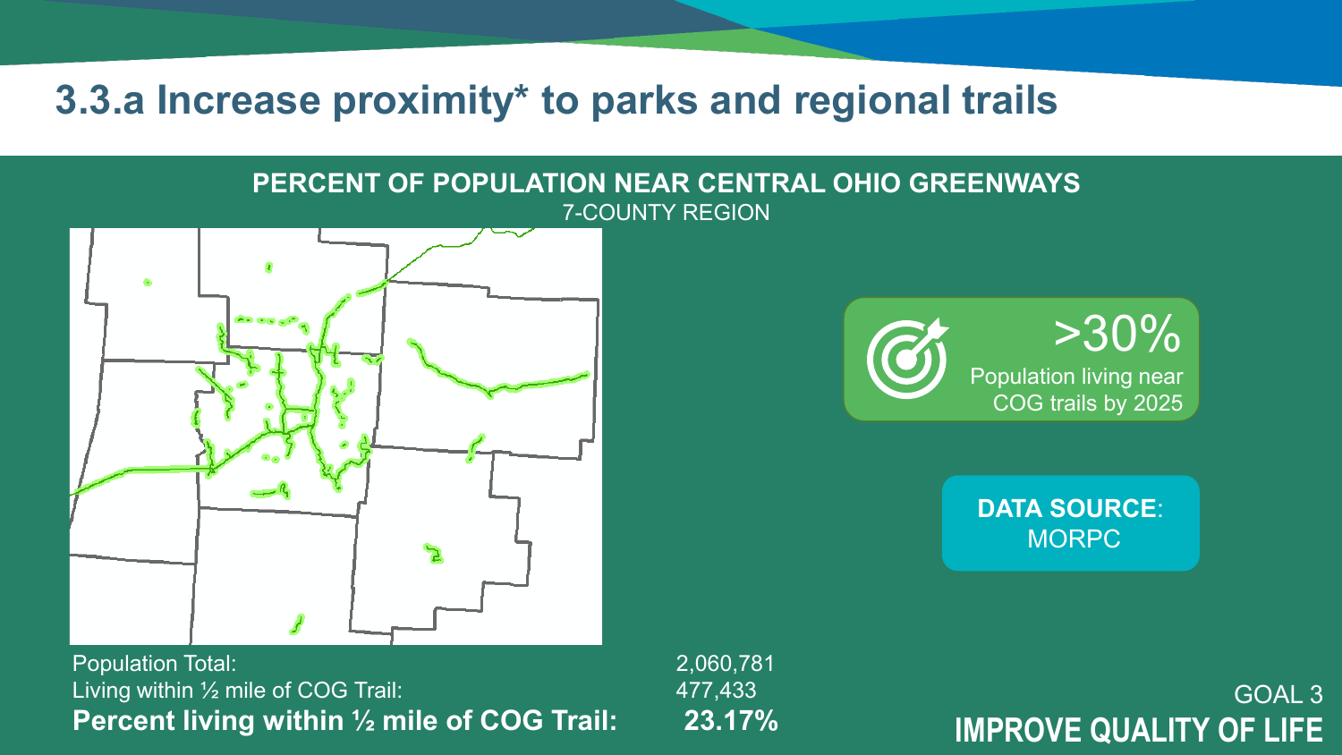# 3.3.a Increase proximity* to parks and regional trails

## PERCENT OF POPULATION NEAR CENTRAL OHIO GREENWAYS

7-COUNTY REGION

| | |
|---|---|
| Population Total: | 2,060,781 |
| Living within ½ mile of COG Trail: | 477,433 |
| **Percent living within ½ mile of COG Trail:** | **23.17%** |

>30%
Population living near COG trails by 2025

**DATA SOURCE**: MORPC

GOAL 3
**IMPROVE QUALITY OF LIFE**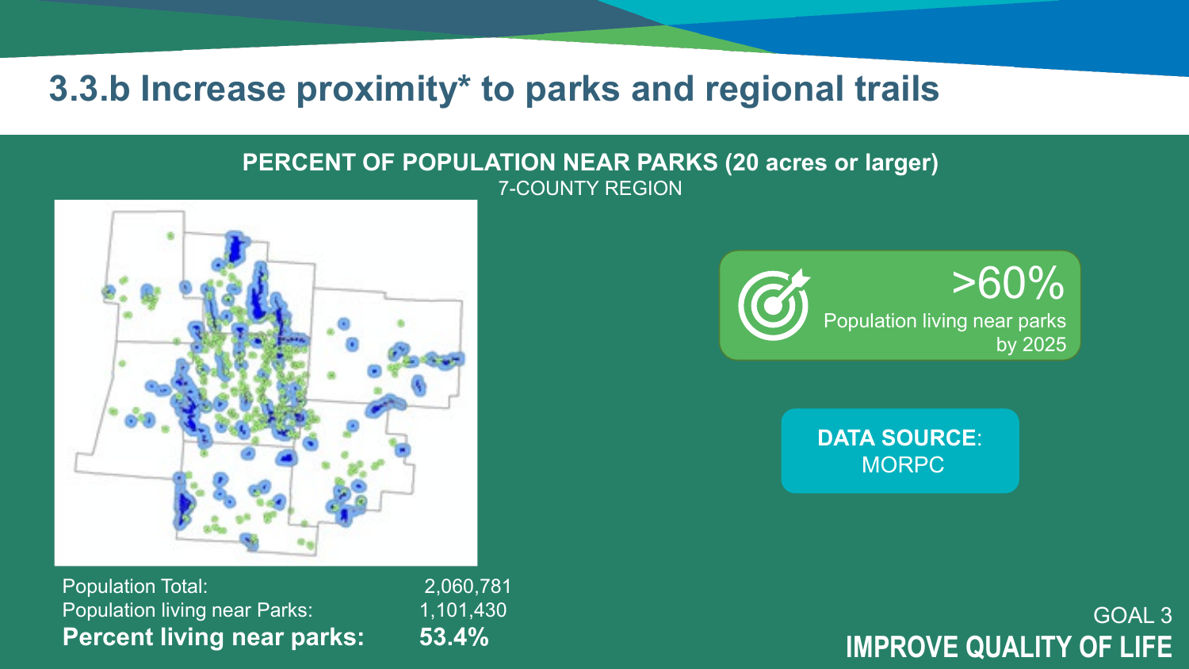# 3.3.b Increase proximity* to parks and regional trails

**PERCENT OF POPULATION NEAR PARKS (20 acres or larger)**
7-COUNTY REGION

| | |
|---|---|
| Population Total: | 2,060,781 |
| Population living near Parks: | 1,101,430 |
| **Percent living near parks:** | **53.4%** |

**>60%**
Population living near parks by 2025

**DATA SOURCE**: MORPC

GOAL 3
**IMPROVE QUALITY OF LIFE**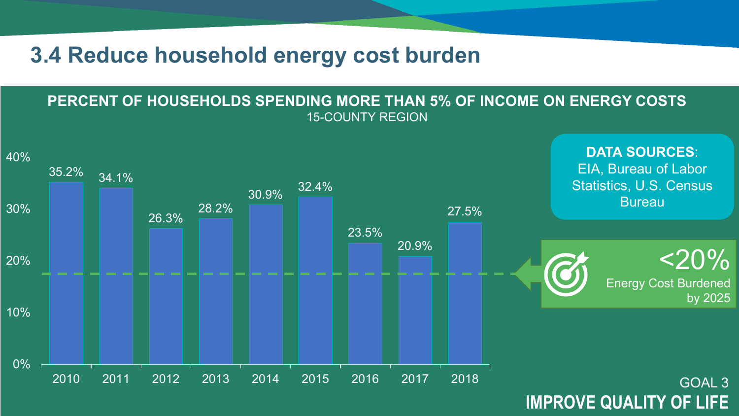# 3.4 Reduce household energy cost burden

**PERCENT OF HOUSEHOLDS SPENDING MORE THAN 5% OF INCOME ON ENERGY COSTS**

15-COUNTY REGION

| Year | Percent |
|---|---|
| 2010 | 35.2% |
| 2011 | 34.1% |
| 2012 | 26.3% |
| 2013 | 28.2% |
| 2014 | 30.9% |
| 2015 | 32.4% |
| 2016 | 23.5% |
| 2017 | 20.9% |
| 2018 | 27.5% |

**DATA SOURCES**: EIA, Bureau of Labor Statistics, U.S. Census Bureau

<20%
Energy Cost Burdened by 2025

GOAL 3

**IMPROVE QUALITY OF LIFE**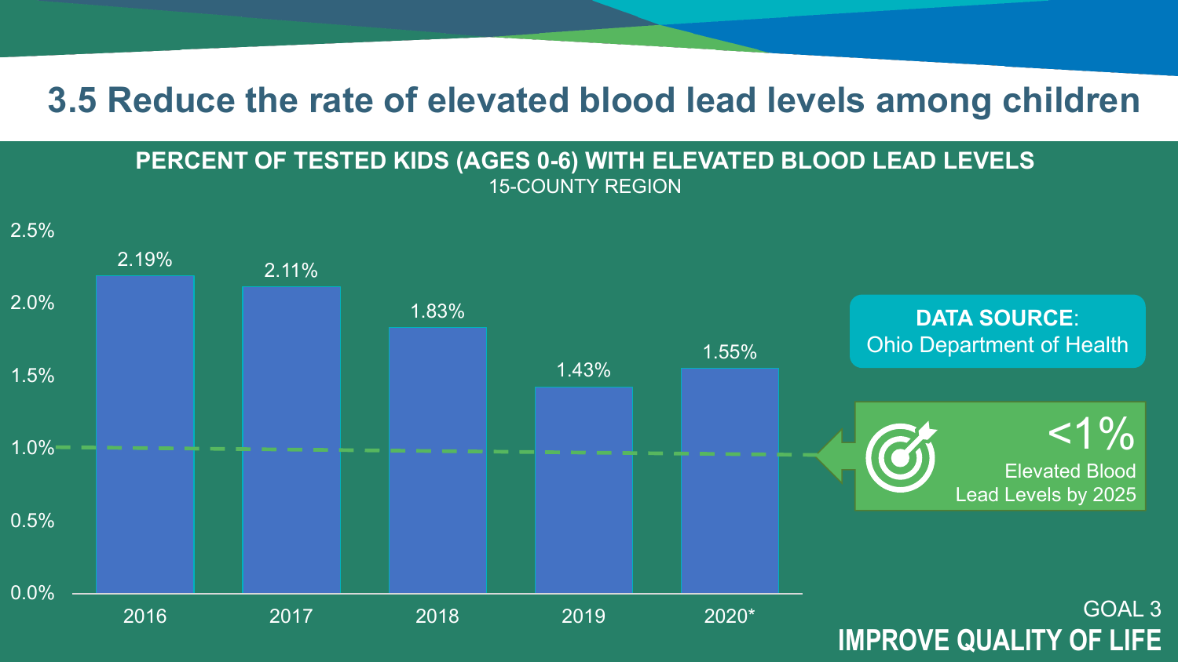# 3.5 Reduce the rate of elevated blood lead levels among children

## PERCENT OF TESTED KIDS (AGES 0-6) WITH ELEVATED BLOOD LEAD LEVELS

15-COUNTY REGION

| Year | Percent |
|---|---|
| 2016 | 2.19% |
| 2017 | 2.11% |
| 2018 | 1.83% |
| 2019 | 1.43% |
| 2020* | 1.55% |

**DATA SOURCE**: Ohio Department of Health

<1% Elevated Blood Lead Levels by 2025

GOAL 3

**IMPROVE QUALITY OF LIFE**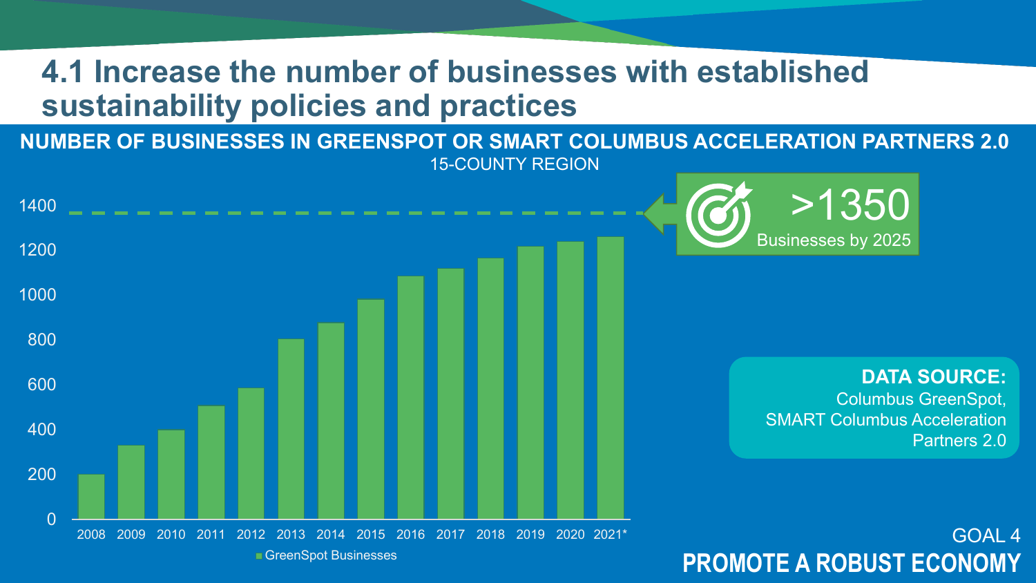# 4.1 Increase the number of businesses with established sustainability policies and practices

**NUMBER OF BUSINESSES IN GREENSPOT OR SMART COLUMBUS ACCELERATION PARTNERS 2.0**

15-COUNTY REGION

| Year | GreenSpot Businesses |
|---|---|
| 2008 | ~200 |
| 2009 | ~330 |
| 2010 | ~400 |
| 2011 | ~505 |
| 2012 | ~585 |
| 2013 | ~805 |
| 2014 | ~875 |
| 2015 | ~980 |
| 2016 | ~1085 |
| 2017 | ~1115 |
| 2018 | ~1165 |
| 2019 | ~1215 |
| 2020 | ~1240 |
| 2021* | ~1260 |

**>1350** Businesses by 2025

**DATA SOURCE:** Columbus GreenSpot, SMART Columbus Acceleration Partners 2.0

GOAL 4

**PROMOTE A ROBUST ECONOMY**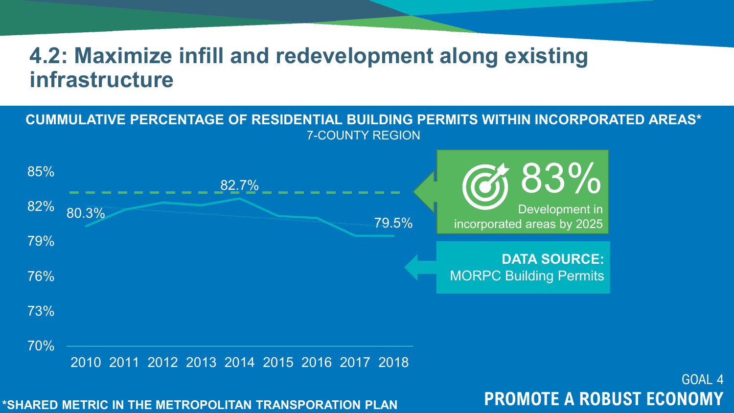# 4.2: Maximize infill and redevelopment along existing infrastructure

## CUMMULATIVE PERCENTAGE OF RESIDENTIAL BUILDING PERMITS WITHIN INCORPORATED AREAS*

7-COUNTY REGION

85%
82%
79%
76%
73%
70%

80.3%
82.7%
79.5%

2010 2011 2012 2013 2014 2015 2016 2017 2018

**83%**
Development in incorporated areas by 2025

**DATA SOURCE:**
MORPC Building Permits

**\*SHARED METRIC IN THE METROPOLITAN TRANSPORATION PLAN**

GOAL 4
**PROMOTE A ROBUST ECONOMY**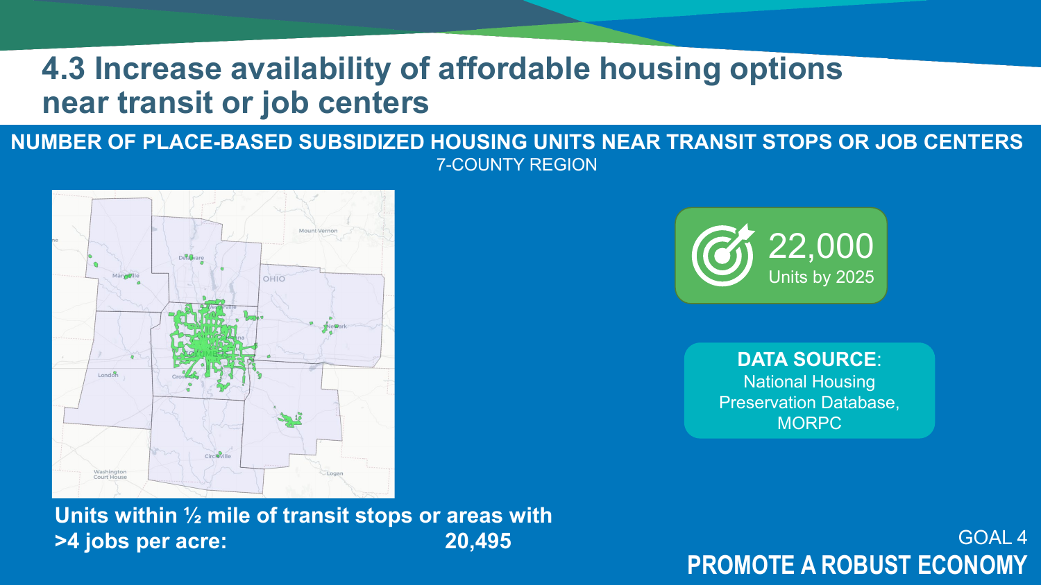# 4.3 Increase availability of affordable housing options near transit or job centers

## NUMBER OF PLACE-BASED SUBSIDIZED HOUSING UNITS NEAR TRANSIT STOPS OR JOB CENTERS

7-COUNTY REGION

**Units within ½ mile of transit stops or areas with >4 jobs per acre:** **20,495**

22,000
Units by 2025

**DATA SOURCE**:
National Housing Preservation Database, MORPC

GOAL 4

**PROMOTE A ROBUST ECONOMY**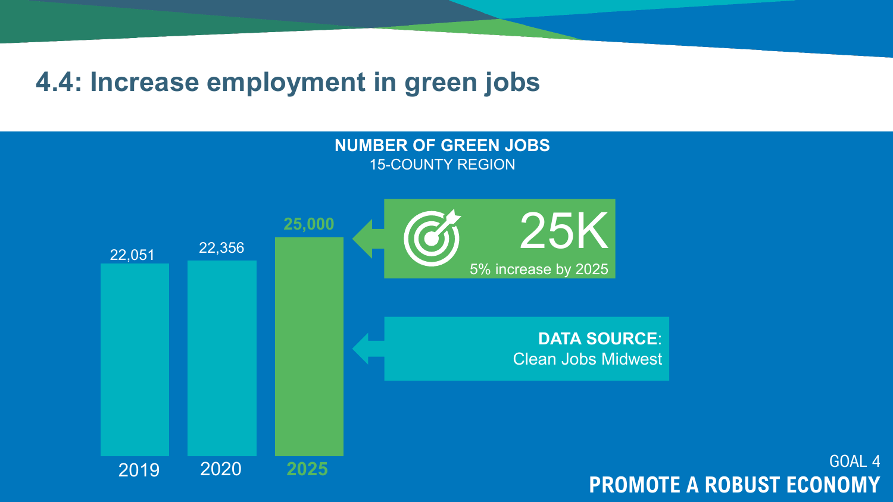# 4.4: Increase employment in green jobs

**NUMBER OF GREEN JOBS**
15-COUNTY REGION

22,051
22,356
25,000

2019
2020
2025

25K
5% increase by 2025

**DATA SOURCE**: Clean Jobs Midwest

GOAL 4
**PROMOTE A ROBUST ECONOMY**